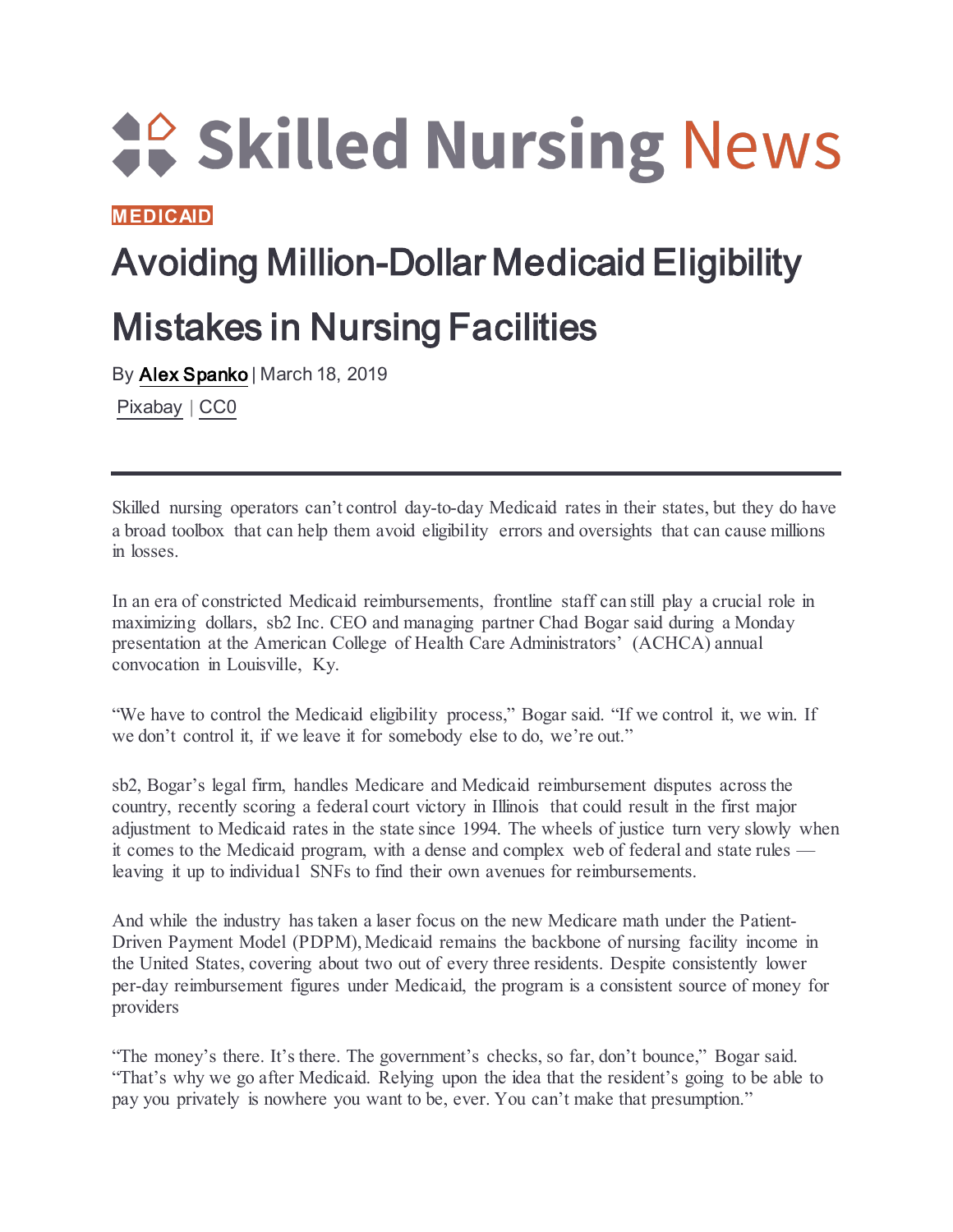# Skilled Nursing News

**MEDICAID**

## Avoiding Million-Dollar Medicaid Eligibility Mistakes in Nursing Facilities

By Alex Spanko | March 18, 2019

Pixabay | CC0

---

Skilled nursing operators can't control day-to-day Medicaid rates in their states, but they do have a broad toolbox that can help them avoid eligibility errors and oversights that can cause millions in losses.

In an era of constricted Medicaid reimbursements, frontline staff can still play a crucial role in maximizing dollars, sb2 Inc. CEO and managing partner Chad Bogar said during a Monday presentation at the American College of Health Care Administrators' (ACHCA) annual convocation in Louisville, Ky.

"We have to control the Medicaid eligibility process," Bogar said. "If we control it, we win. If we don't control it, if we leave it for somebody else to do, we're out."

sb2, Bogar's legal firm, handles Medicare and Medicaid reimbursement disputes across the country, recently scoring a federal court victory in Illinois that could result in the first major adjustment to Medicaid rates in the state since 1994. The wheels of justice turn very slowly when it comes to the Medicaid program, with a dense and complex web of federal and state rules — leaving it up to individual SNFs to find their own avenues for reimbursements.

And while the industry has taken a laser focus on the new Medicare math under the Patient-Driven Payment Model (PDPM), Medicaid remains the backbone of nursing facility income in the United States, covering about two out of every three residents. Despite consistently lower per-day reimbursement figures under Medicaid, the program is a consistent source of money for providers

"The money's there. It's there. The government's checks, so far, don't bounce," Bogar said. "That's why we go after Medicaid. Relying upon the idea that the resident's going to be able to pay you privately is nowhere you want to be, ever. You can't make that presumption."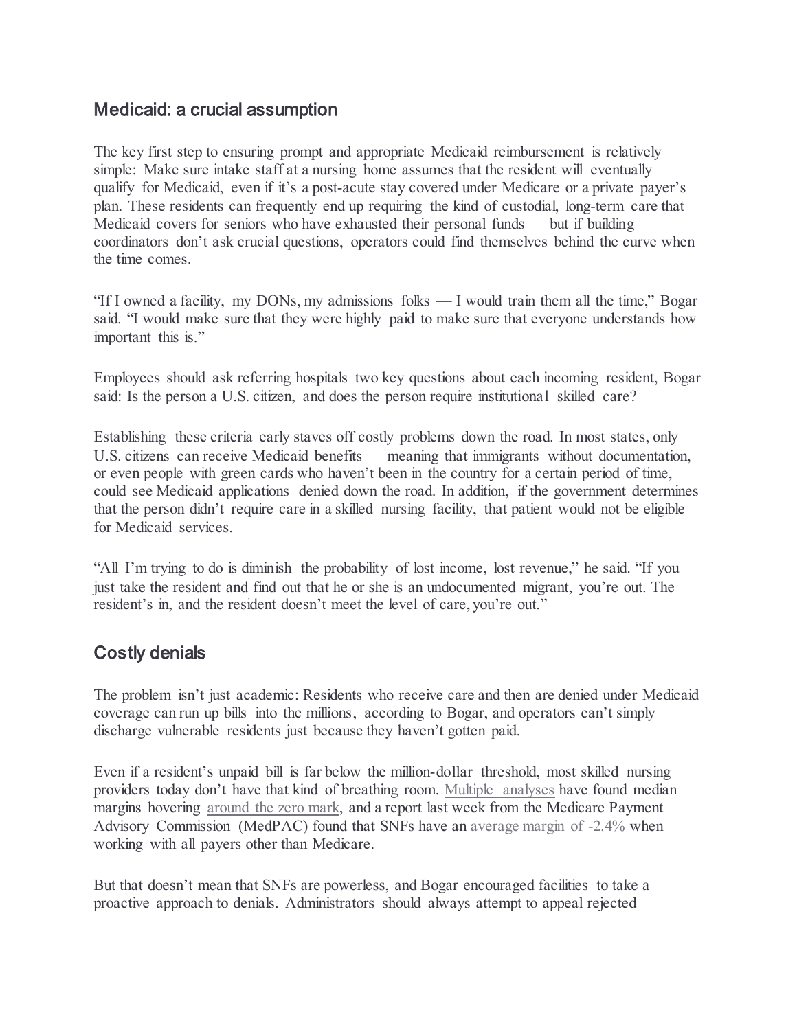## Medicaid: a crucial assumption

The key first step to ensuring prompt and appropriate Medicaid reimbursement is relatively simple: Make sure intake staff at a nursing home assumes that the resident will eventually qualify for Medicaid, even if it's a post-acute stay covered under Medicare or a private payer's plan. These residents can frequently end up requiring the kind of custodial, long-term care that Medicaid covers for seniors who have exhausted their personal funds — but if building coordinators don't ask crucial questions, operators could find themselves behind the curve when the time comes.

"If I owned a facility, my DONs, my admissions folks — I would train them all the time," Bogar said. "I would make sure that they were highly paid to make sure that everyone understands how important this is."

Employees should ask referring hospitals two key questions about each incoming resident, Bogar said: Is the person a U.S. citizen, and does the person require institutional skilled care?

Establishing these criteria early staves off costly problems down the road. In most states, only U.S. citizens can receive Medicaid benefits — meaning that immigrants without documentation, or even people with green cards who haven't been in the country for a certain period of time, could see Medicaid applications denied down the road. In addition, if the government determines that the person didn't require care in a skilled nursing facility, that patient would not be eligible for Medicaid services.

"All I'm trying to do is diminish the probability of lost income, lost revenue," he said. "If you just take the resident and find out that he or she is an undocumented migrant, you're out. The resident's in, and the resident doesn't meet the level of care, you're out."

## Costly denials

The problem isn't just academic: Residents who receive care and then are denied under Medicaid coverage can run up bills into the millions, according to Bogar, and operators can't simply discharge vulnerable residents just because they haven't gotten paid.

Even if a resident's unpaid bill is far below the million-dollar threshold, most skilled nursing providers today don't have that kind of breathing room. Multiple analyses have found median margins hovering around the zero mark, and a report last week from the Medicare Payment Advisory Commission (MedPAC) found that SNFs have an average margin of -2.4% when working with all payers other than Medicare.

But that doesn't mean that SNFs are powerless, and Bogar encouraged facilities to take a proactive approach to denials. Administrators should always attempt to appeal rejected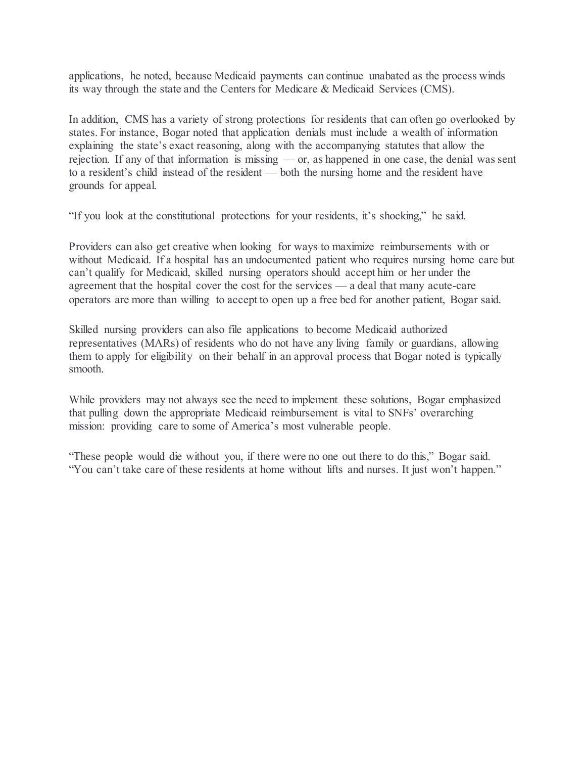applications, he noted, because Medicaid payments can continue unabated as the process winds its way through the state and the Centers for Medicare & Medicaid Services (CMS).

In addition, CMS has a variety of strong protections for residents that can often go overlooked by states. For instance, Bogar noted that application denials must include a wealth of information explaining the state's exact reasoning, along with the accompanying statutes that allow the rejection. If any of that information is missing — or, as happened in one case, the denial was sent to a resident's child instead of the resident — both the nursing home and the resident have grounds for appeal.

"If you look at the constitutional protections for your residents, it's shocking," he said.

Providers can also get creative when looking for ways to maximize reimbursements with or without Medicaid. If a hospital has an undocumented patient who requires nursing home care but can't qualify for Medicaid, skilled nursing operators should accept him or her under the agreement that the hospital cover the cost for the services — a deal that many acute-care operators are more than willing to accept to open up a free bed for another patient, Bogar said.

Skilled nursing providers can also file applications to become Medicaid authorized representatives (MARs) of residents who do not have any living family or guardians, allowing them to apply for eligibility on their behalf in an approval process that Bogar noted is typically smooth.

While providers may not always see the need to implement these solutions, Bogar emphasized that pulling down the appropriate Medicaid reimbursement is vital to SNFs' overarching mission: providing care to some of America's most vulnerable people.

"These people would die without you, if there were no one out there to do this," Bogar said. "You can't take care of these residents at home without lifts and nurses. It just won't happen."